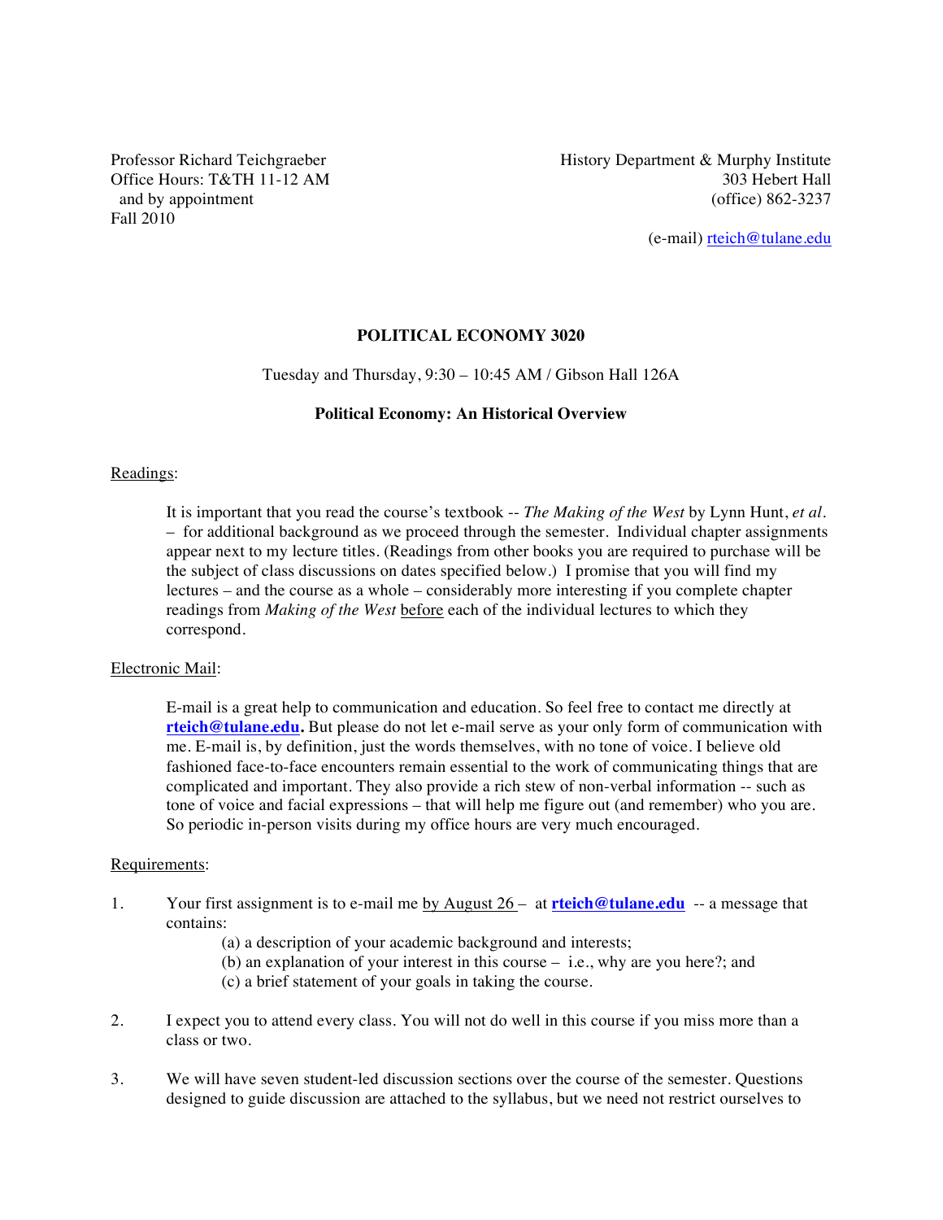Professor Richard Teichgraeber
Office Hours: T&TH 11-12 AM
and by appointment
Fall 2010

History Department & Murphy Institute
303 Hebert Hall
(office) 862-3237

(e-mail) rteich@tulane.edu

## POLITICAL ECONOMY 3020

Tuesday and Thursday, 9:30 – 10:45 AM / Gibson Hall 126A

### Political Economy: An Historical Overview

Readings:

It is important that you read the course's textbook -- *The Making of the West* by Lynn Hunt, *et al*. – for additional background as we proceed through the semester. Individual chapter assignments appear next to my lecture titles. (Readings from other books you are required to purchase will be the subject of class discussions on dates specified below.) I promise that you will find my lectures – and the course as a whole – considerably more interesting if you complete chapter readings from *Making of the West* before each of the individual lectures to which they correspond.

Electronic Mail:

E-mail is a great help to communication and education. So feel free to contact me directly at **rteich@tulane.edu.** But please do not let e-mail serve as your only form of communication with me. E-mail is, by definition, just the words themselves, with no tone of voice. I believe old fashioned face-to-face encounters remain essential to the work of communicating things that are complicated and important. They also provide a rich stew of non-verbal information -- such as tone of voice and facial expressions – that will help me figure out (and remember) who you are. So periodic in-person visits during my office hours are very much encouraged.

Requirements:

1. Your first assignment is to e-mail me by August 26 – at **rteich@tulane.edu** -- a message that contains:
   (a) a description of your academic background and interests;
   (b) an explanation of your interest in this course – i.e., why are you here?; and
   (c) a brief statement of your goals in taking the course.

2. I expect you to attend every class. You will not do well in this course if you miss more than a class or two.

3. We will have seven student-led discussion sections over the course of the semester. Questions designed to guide discussion are attached to the syllabus, but we need not restrict ourselves to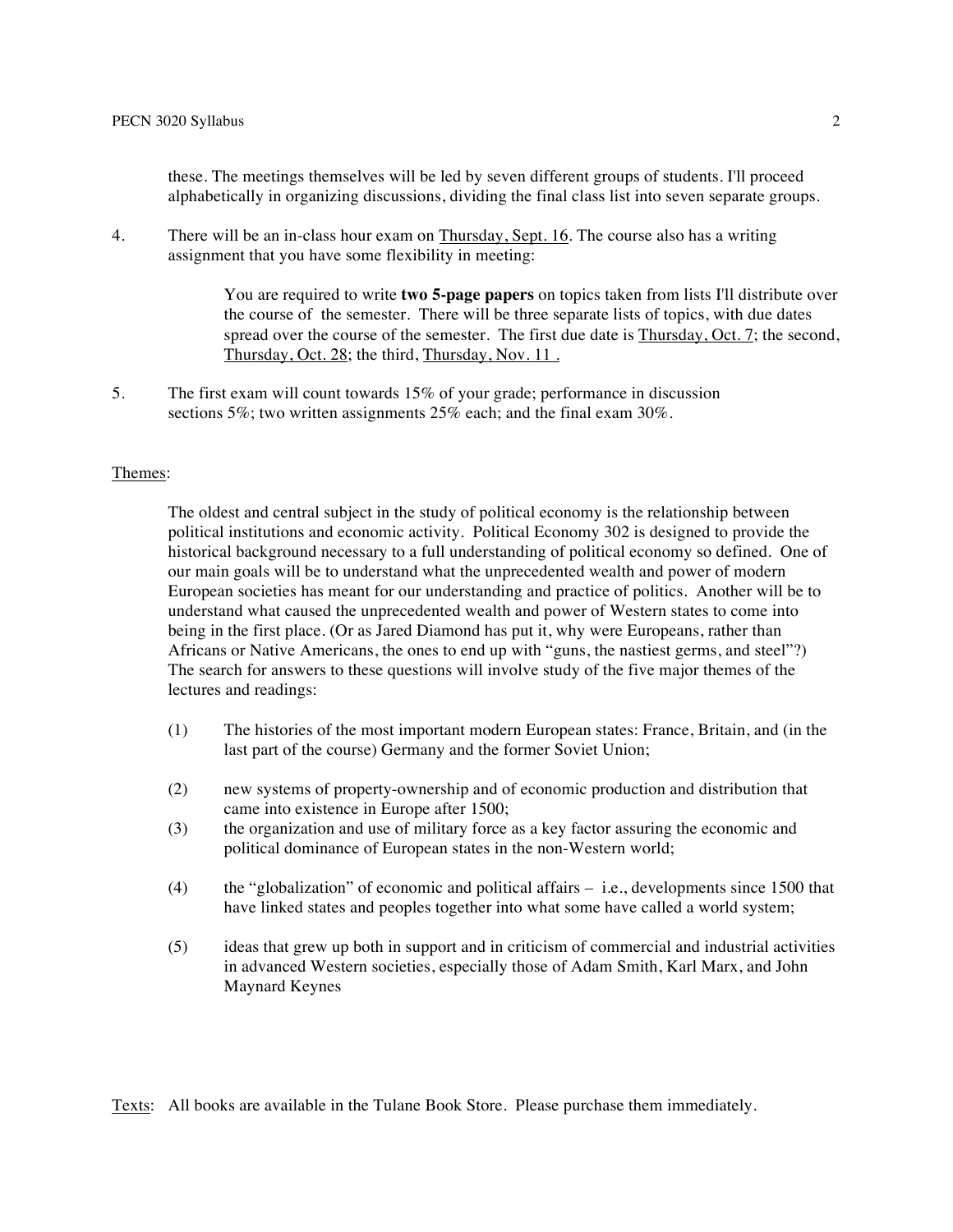these. The meetings themselves will be led by seven different groups of students. I'll proceed alphabetically in organizing discussions, dividing the final class list into seven separate groups.

4. There will be an in-class hour exam on Thursday, Sept. 16. The course also has a writing assignment that you have some flexibility in meeting:

   > You are required to write **two 5-page papers** on topics taken from lists I'll distribute over the course of the semester. There will be three separate lists of topics, with due dates spread over the course of the semester. The first due date is Thursday, Oct. 7; the second, Thursday, Oct. 28; the third, Thursday, Nov. 11 .

5. The first exam will count towards 15% of your grade; performance in discussion sections 5%; two written assignments 25% each; and the final exam 30%.

## Themes:

The oldest and central subject in the study of political economy is the relationship between political institutions and economic activity. Political Economy 302 is designed to provide the historical background necessary to a full understanding of political economy so defined. One of our main goals will be to understand what the unprecedented wealth and power of modern European societies has meant for our understanding and practice of politics. Another will be to understand what caused the unprecedented wealth and power of Western states to come into being in the first place. (Or as Jared Diamond has put it, why were Europeans, rather than Africans or Native Americans, the ones to end up with "guns, the nastiest germs, and steel"?) The search for answers to these questions will involve study of the five major themes of the lectures and readings:

(1) The histories of the most important modern European states: France, Britain, and (in the last part of the course) Germany and the former Soviet Union;

(2) new systems of property-ownership and of economic production and distribution that came into existence in Europe after 1500;

(3) the organization and use of military force as a key factor assuring the economic and political dominance of European states in the non-Western world;

(4) the "globalization" of economic and political affairs – i.e., developments since 1500 that have linked states and peoples together into what some have called a world system;

(5) ideas that grew up both in support and in criticism of commercial and industrial activities in advanced Western societies, especially those of Adam Smith, Karl Marx, and John Maynard Keynes

Texts: All books are available in the Tulane Book Store. Please purchase them immediately.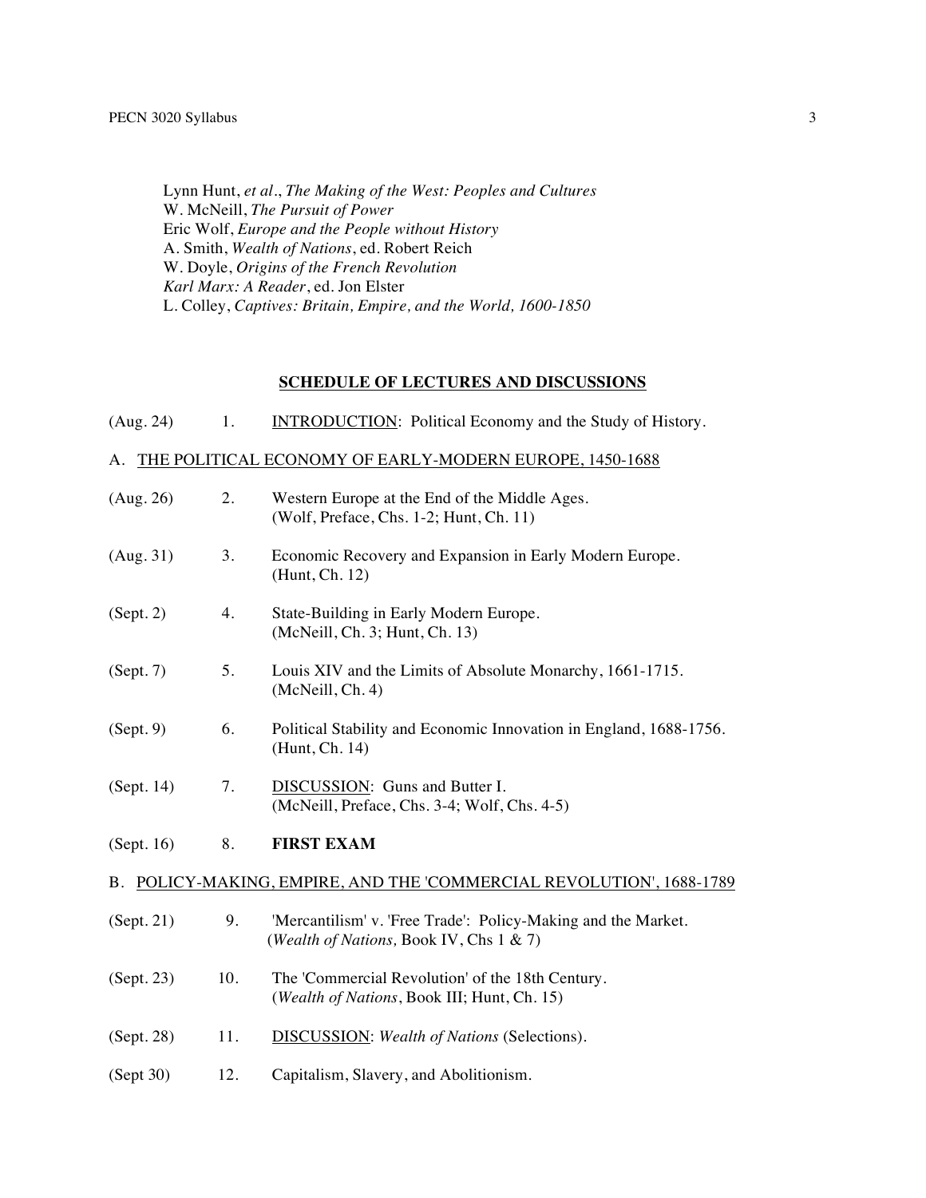Lynn Hunt, *et al*., *The Making of the West: Peoples and Cultures*
W. McNeill, *The Pursuit of Power*
Eric Wolf, *Europe and the People without History*
A. Smith, *Wealth of Nations*, ed. Robert Reich
W. Doyle, *Origins of the French Revolution*
*Karl Marx: A Reader*, ed. Jon Elster
L. Colley, *Captives: Britain, Empire, and the World, 1600-1850*

## SCHEDULE OF LECTURES AND DISCUSSIONS

(Aug. 24) 1. INTRODUCTION: Political Economy and the Study of History.

### A. THE POLITICAL ECONOMY OF EARLY-MODERN EUROPE, 1450-1688

(Aug. 26) 2. Western Europe at the End of the Middle Ages.
(Wolf, Preface, Chs. 1-2; Hunt, Ch. 11)

(Aug. 31) 3. Economic Recovery and Expansion in Early Modern Europe.
(Hunt, Ch. 12)

(Sept. 2) 4. State-Building in Early Modern Europe.
(McNeill, Ch. 3; Hunt, Ch. 13)

(Sept. 7) 5. Louis XIV and the Limits of Absolute Monarchy, 1661-1715.
(McNeill, Ch. 4)

(Sept. 9) 6. Political Stability and Economic Innovation in England, 1688-1756.
(Hunt, Ch. 14)

(Sept. 14) 7. DISCUSSION: Guns and Butter I.
(McNeill, Preface, Chs. 3-4; Wolf, Chs. 4-5)

(Sept. 16) 8. **FIRST EXAM**

### B. POLICY-MAKING, EMPIRE, AND THE 'COMMERCIAL REVOLUTION', 1688-1789

(Sept. 21) 9. 'Mercantilism' v. 'Free Trade': Policy-Making and the Market.
(*Wealth of Nations,* Book IV, Chs 1 & 7)

(Sept. 23) 10. The 'Commercial Revolution' of the 18th Century.
(*Wealth of Nations*, Book III; Hunt, Ch. 15)

(Sept. 28) 11. DISCUSSION: *Wealth of Nations* (Selections).

(Sept 30) 12. Capitalism, Slavery, and Abolitionism.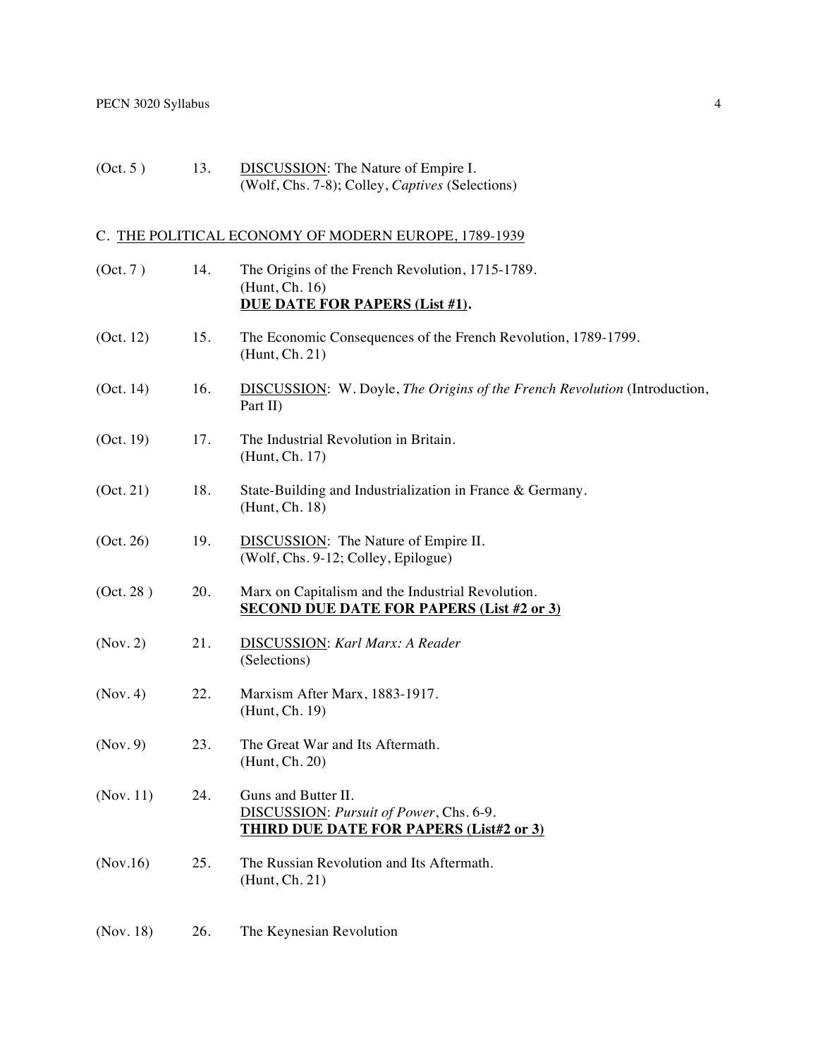(Oct. 5 ) 13. <u>DISCUSSION</u>: The Nature of Empire I.
(Wolf, Chs. 7-8); Colley, *Captives* (Selections)

## C. <u>THE POLITICAL ECONOMY OF MODERN EUROPE, 1789-1939</u>

(Oct. 7 ) 14. The Origins of the French Revolution, 1715-1789.
(Hunt, Ch. 16)
**<u>DUE DATE FOR PAPERS (List #1)</u>.**

(Oct. 12) 15. The Economic Consequences of the French Revolution, 1789-1799.
(Hunt, Ch. 21)

(Oct. 14) 16. <u>DISCUSSION</u>: W. Doyle, *The Origins of the French Revolution* (Introduction, Part II)

(Oct. 19) 17. The Industrial Revolution in Britain.
(Hunt, Ch. 17)

(Oct. 21) 18. State-Building and Industrialization in France & Germany.
(Hunt, Ch. 18)

(Oct. 26) 19. <u>DISCUSSION</u>: The Nature of Empire II.
(Wolf, Chs. 9-12; Colley, Epilogue)

(Oct. 28 ) 20. Marx on Capitalism and the Industrial Revolution.
**<u>SECOND DUE DATE FOR PAPERS (List #2 or 3)</u>**

(Nov. 2) 21. <u>DISCUSSION</u>: *Karl Marx: A Reader*
(Selections)

(Nov. 4) 22. Marxism After Marx, 1883-1917.
(Hunt, Ch. 19)

(Nov. 9) 23. The Great War and Its Aftermath.
(Hunt, Ch. 20)

(Nov. 11) 24. Guns and Butter II.
<u>DISCUSSION</u>: *Pursuit of Power*, Chs. 6-9.
**<u>THIRD DUE DATE FOR PAPERS (List#2 or 3)</u>**

(Nov.16) 25. The Russian Revolution and Its Aftermath.
(Hunt, Ch. 21)

(Nov. 18) 26. The Keynesian Revolution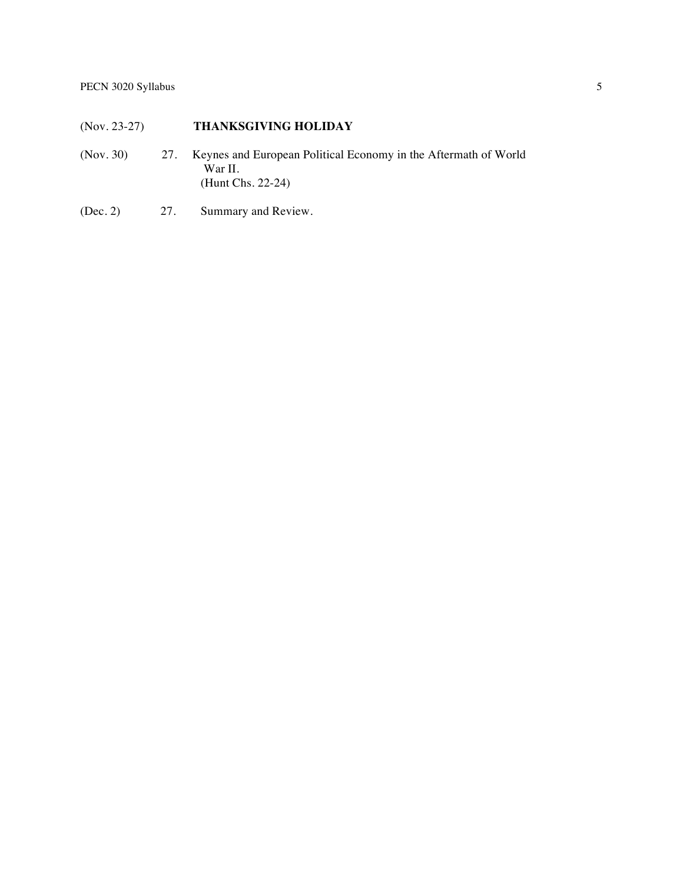(Nov. 23-27) **THANKSGIVING HOLIDAY**

(Nov. 30) 27. Keynes and European Political Economy in the Aftermath of World War II.
(Hunt Chs. 22-24)

(Dec. 2) 27. Summary and Review.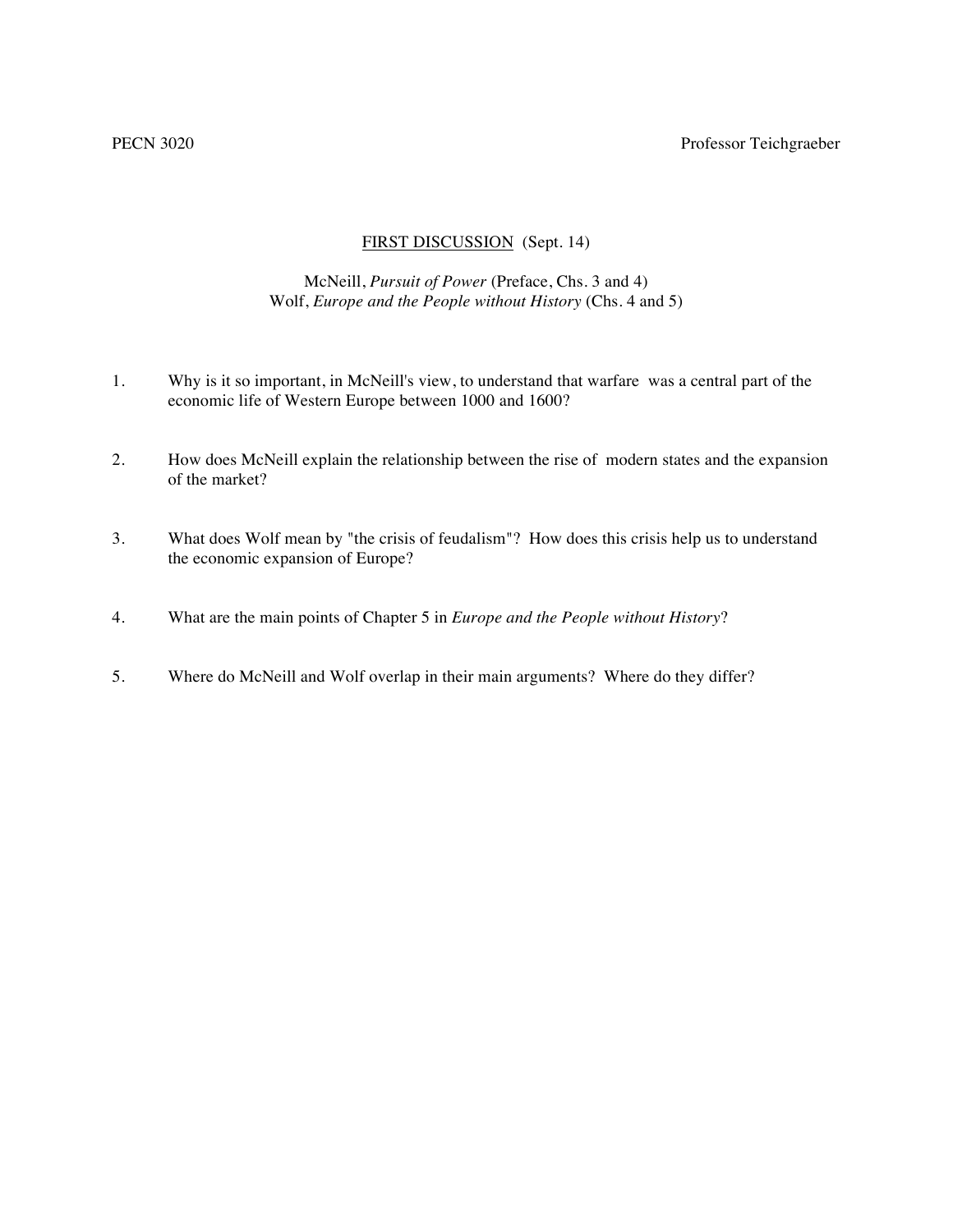PECN 3020 Professor Teichgraeber

## FIRST DISCUSSION (Sept. 14)

McNeill, *Pursuit of Power* (Preface, Chs. 3 and 4)
Wolf, *Europe and the People without History* (Chs. 4 and 5)

1. Why is it so important, in McNeill's view, to understand that warfare was a central part of the economic life of Western Europe between 1000 and 1600?

2. How does McNeill explain the relationship between the rise of modern states and the expansion of the market?

3. What does Wolf mean by "the crisis of feudalism"? How does this crisis help us to understand the economic expansion of Europe?

4. What are the main points of Chapter 5 in *Europe and the People without History*?

5. Where do McNeill and Wolf overlap in their main arguments? Where do they differ?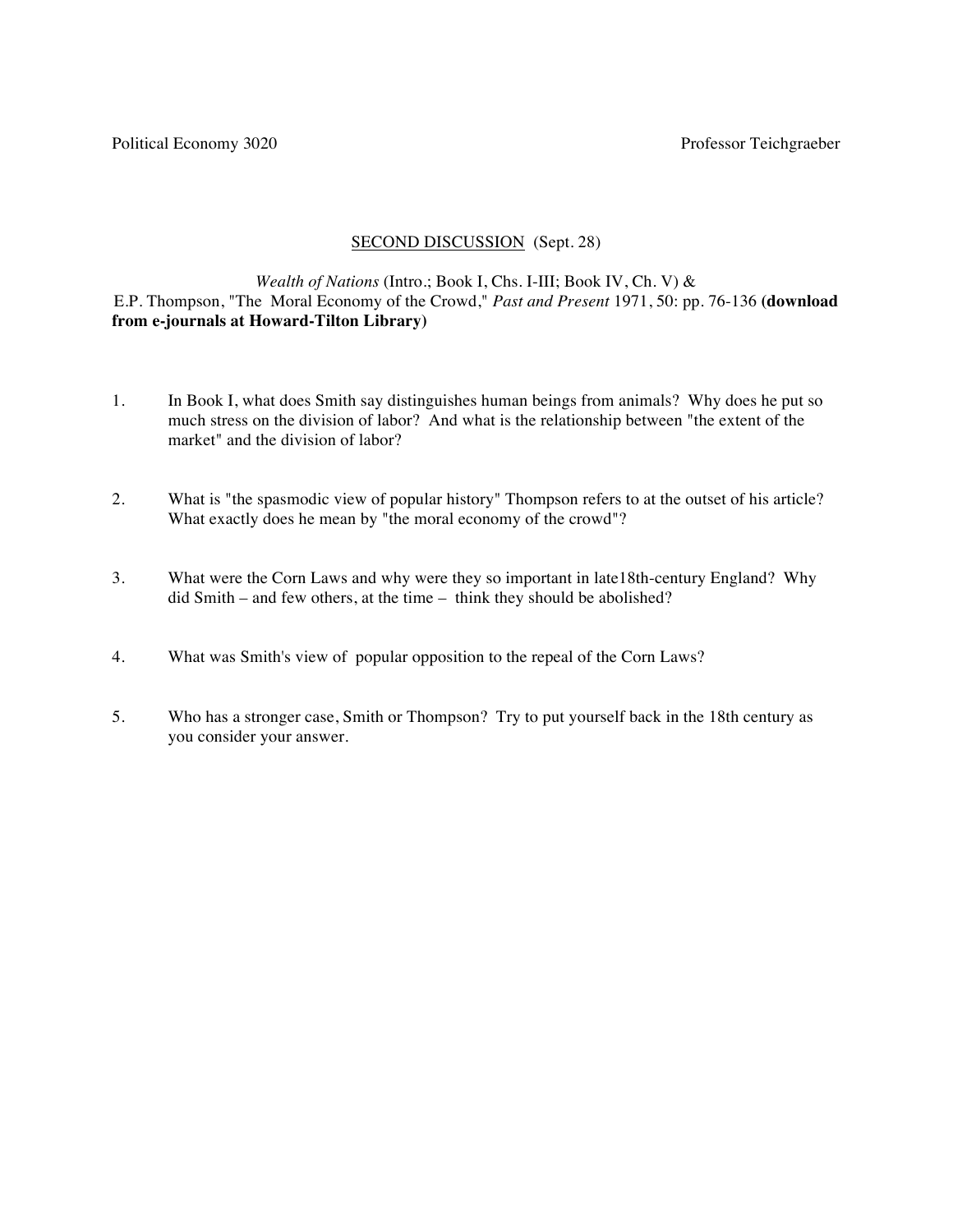Political Economy 3020 Professor Teichgraeber

## SECOND DISCUSSION (Sept. 28)

*Wealth of Nations* (Intro.; Book I, Chs. I-III; Book IV, Ch. V) &
E.P. Thompson, "The Moral Economy of the Crowd," *Past and Present* 1971, 50: pp. 76-136 **(download from e-journals at Howard-Tilton Library)**

1. In Book I, what does Smith say distinguishes human beings from animals? Why does he put so much stress on the division of labor? And what is the relationship between "the extent of the market" and the division of labor?

2. What is "the spasmodic view of popular history" Thompson refers to at the outset of his article? What exactly does he mean by "the moral economy of the crowd"?

3. What were the Corn Laws and why were they so important in late18th-century England? Why did Smith – and few others, at the time – think they should be abolished?

4. What was Smith's view of popular opposition to the repeal of the Corn Laws?

5. Who has a stronger case, Smith or Thompson? Try to put yourself back in the 18th century as you consider your answer.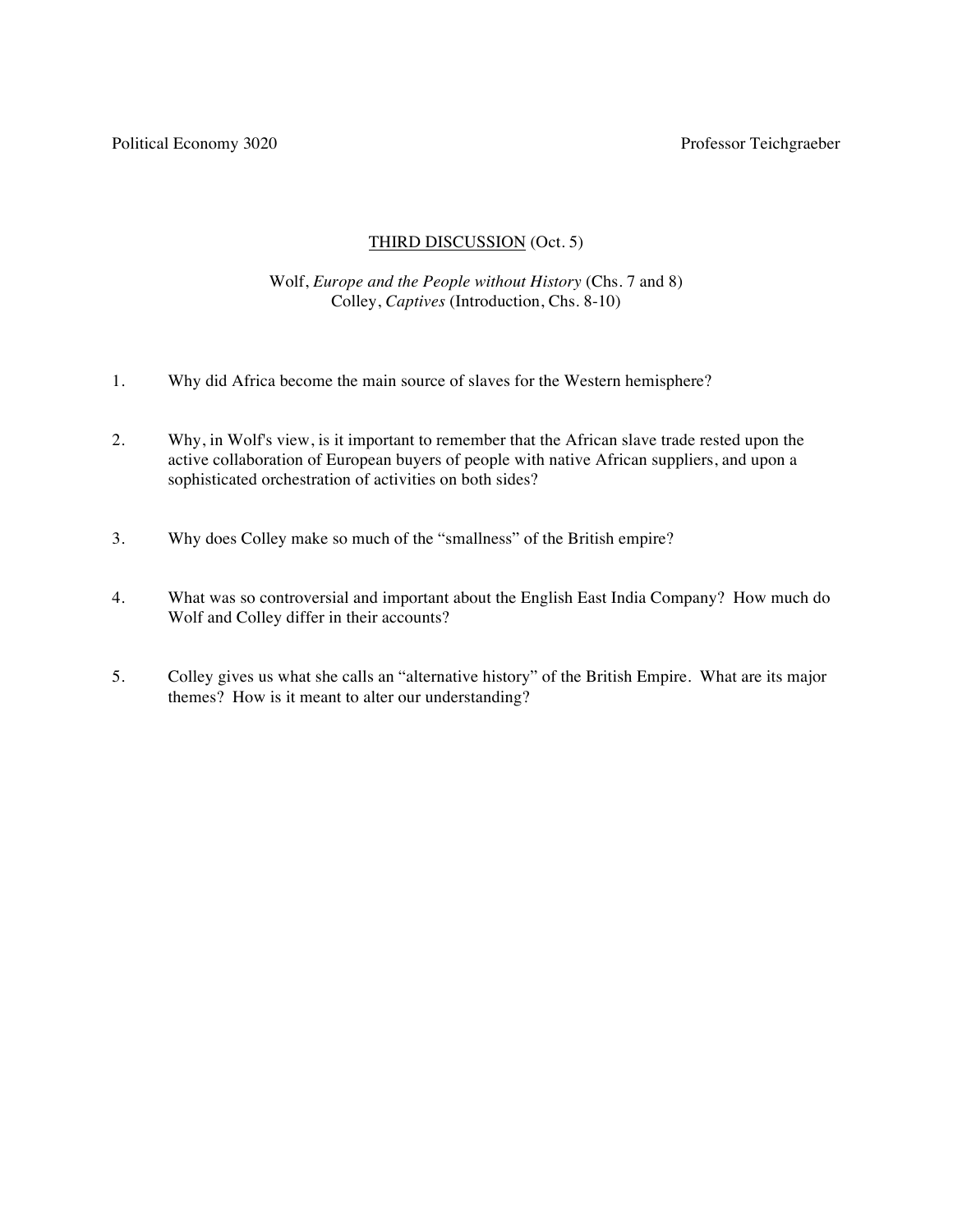Political Economy 3020 Professor Teichgraeber

## THIRD DISCUSSION (Oct. 5)

Wolf, *Europe and the People without History* (Chs. 7 and 8)
Colley, *Captives* (Introduction, Chs. 8-10)

1. Why did Africa become the main source of slaves for the Western hemisphere?

2. Why, in Wolf's view, is it important to remember that the African slave trade rested upon the active collaboration of European buyers of people with native African suppliers, and upon a sophisticated orchestration of activities on both sides?

3. Why does Colley make so much of the "smallness" of the British empire?

4. What was so controversial and important about the English East India Company? How much do Wolf and Colley differ in their accounts?

5. Colley gives us what she calls an "alternative history" of the British Empire. What are its major themes? How is it meant to alter our understanding?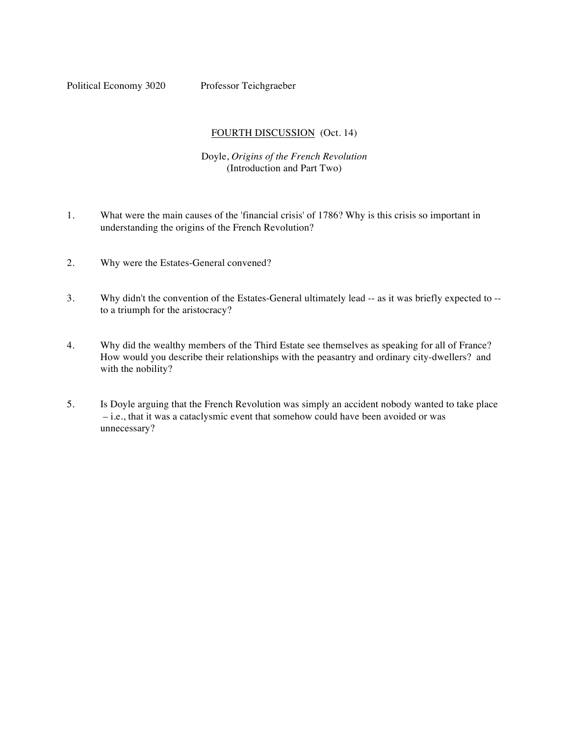Political Economy 3020 Professor Teichgraeber

## FOURTH DISCUSSION (Oct. 14)

Doyle, *Origins of the French Revolution*
(Introduction and Part Two)

1. What were the main causes of the 'financial crisis' of 1786? Why is this crisis so important in understanding the origins of the French Revolution?

2. Why were the Estates-General convened?

3. Why didn't the convention of the Estates-General ultimately lead -- as it was briefly expected to -- to a triumph for the aristocracy?

4. Why did the wealthy members of the Third Estate see themselves as speaking for all of France? How would you describe their relationships with the peasantry and ordinary city-dwellers? and with the nobility?

5. Is Doyle arguing that the French Revolution was simply an accident nobody wanted to take place – i.e., that it was a cataclysmic event that somehow could have been avoided or was unnecessary?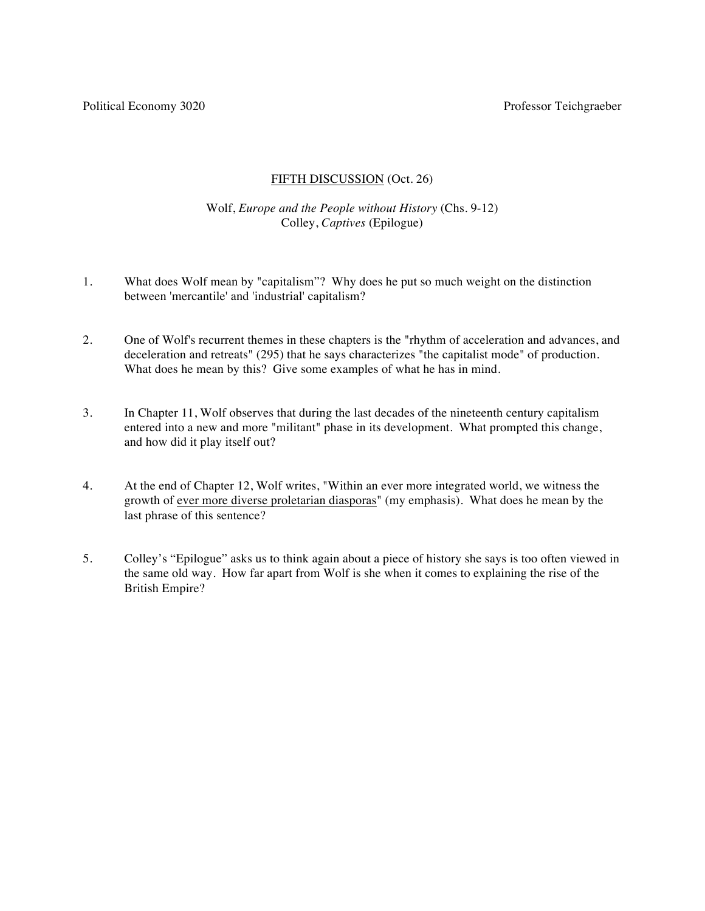Political Economy 3020 Professor Teichgraeber

## <u>FIFTH DISCUSSION</u> (Oct. 26)

Wolf, *Europe and the People without History* (Chs. 9-12)
Colley, *Captives* (Epilogue)

1. What does Wolf mean by "capitalism"? Why does he put so much weight on the distinction between 'mercantile' and 'industrial' capitalism?

2. One of Wolf's recurrent themes in these chapters is the "rhythm of acceleration and advances, and deceleration and retreats" (295) that he says characterizes "the capitalist mode" of production. What does he mean by this? Give some examples of what he has in mind.

3. In Chapter 11, Wolf observes that during the last decades of the nineteenth century capitalism entered into a new and more "militant" phase in its development. What prompted this change, and how did it play itself out?

4. At the end of Chapter 12, Wolf writes, "Within an ever more integrated world, we witness the growth of <u>ever more diverse proletarian diasporas</u>" (my emphasis). What does he mean by the last phrase of this sentence?

5. Colley's "Epilogue" asks us to think again about a piece of history she says is too often viewed in the same old way. How far apart from Wolf is she when it comes to explaining the rise of the British Empire?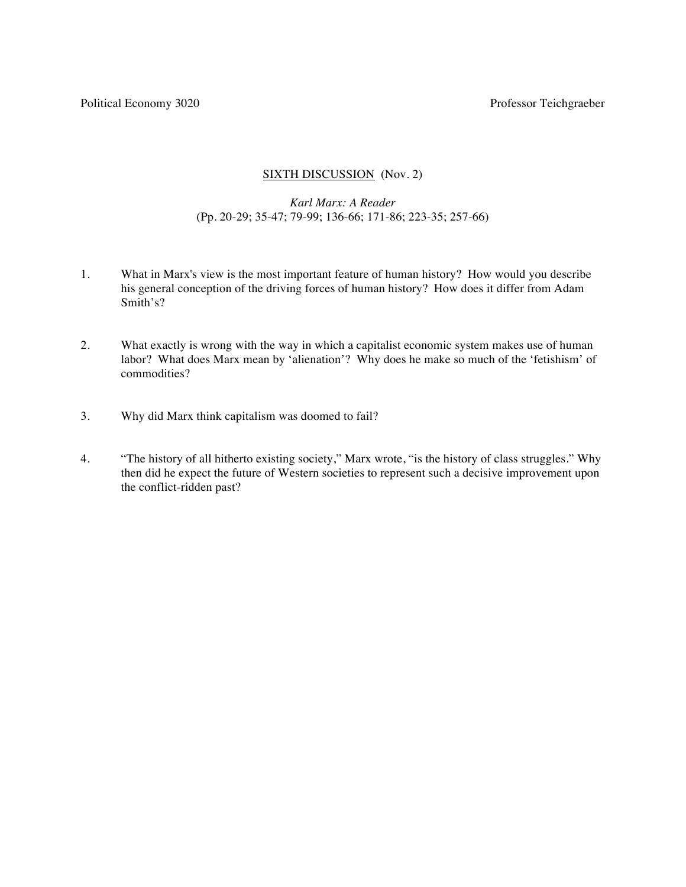Political Economy 3020 Professor Teichgraeber

## SIXTH DISCUSSION (Nov. 2)

*Karl Marx: A Reader*
(Pp. 20-29; 35-47; 79-99; 136-66; 171-86; 223-35; 257-66)

1. What in Marx's view is the most important feature of human history? How would you describe his general conception of the driving forces of human history? How does it differ from Adam Smith's?

2. What exactly is wrong with the way in which a capitalist economic system makes use of human labor? What does Marx mean by 'alienation'? Why does he make so much of the 'fetishism' of commodities?

3. Why did Marx think capitalism was doomed to fail?

4. "The history of all hitherto existing society," Marx wrote, "is the history of class struggles." Why then did he expect the future of Western societies to represent such a decisive improvement upon the conflict-ridden past?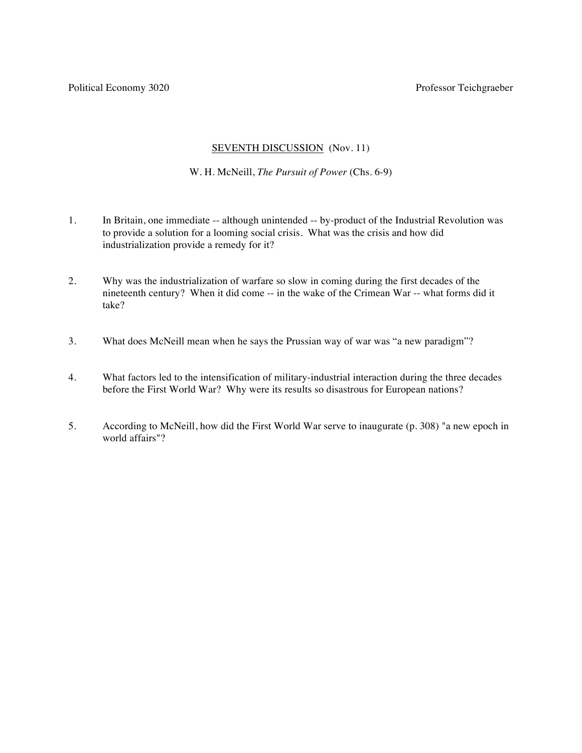Political Economy 3020 Professor Teichgraeber

## SEVENTH DISCUSSION (Nov. 11)

W. H. McNeill, *The Pursuit of Power* (Chs. 6-9)

1. In Britain, one immediate -- although unintended -- by-product of the Industrial Revolution was to provide a solution for a looming social crisis. What was the crisis and how did industrialization provide a remedy for it?

2. Why was the industrialization of warfare so slow in coming during the first decades of the nineteenth century? When it did come -- in the wake of the Crimean War -- what forms did it take?

3. What does McNeill mean when he says the Prussian way of war was "a new paradigm"?

4. What factors led to the intensification of military-industrial interaction during the three decades before the First World War? Why were its results so disastrous for European nations?

5. According to McNeill, how did the First World War serve to inaugurate (p. 308) "a new epoch in world affairs"?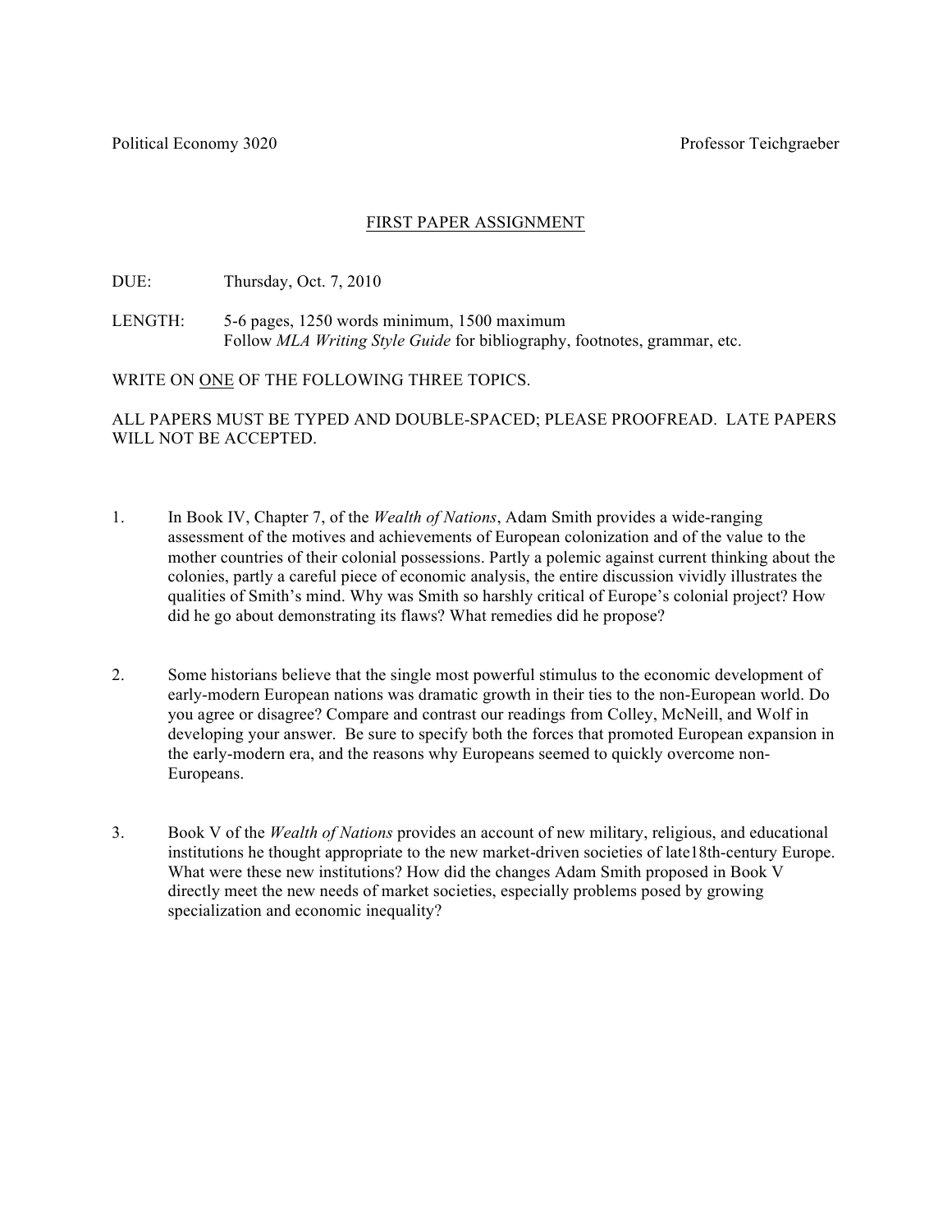Political Economy 3020 Professor Teichgraeber

## FIRST PAPER ASSIGNMENT

DUE: Thursday, Oct. 7, 2010

LENGTH: 5-6 pages, 1250 words minimum, 1500 maximum
Follow *MLA Writing Style Guide* for bibliography, footnotes, grammar, etc.

WRITE ON ONE OF THE FOLLOWING THREE TOPICS.

ALL PAPERS MUST BE TYPED AND DOUBLE-SPACED; PLEASE PROOFREAD. LATE PAPERS WILL NOT BE ACCEPTED.

1. In Book IV, Chapter 7, of the *Wealth of Nations*, Adam Smith provides a wide-ranging assessment of the motives and achievements of European colonization and of the value to the mother countries of their colonial possessions. Partly a polemic against current thinking about the colonies, partly a careful piece of economic analysis, the entire discussion vividly illustrates the qualities of Smith's mind. Why was Smith so harshly critical of Europe's colonial project? How did he go about demonstrating its flaws? What remedies did he propose?

2. Some historians believe that the single most powerful stimulus to the economic development of early-modern European nations was dramatic growth in their ties to the non-European world. Do you agree or disagree? Compare and contrast our readings from Colley, McNeill, and Wolf in developing your answer. Be sure to specify both the forces that promoted European expansion in the early-modern era, and the reasons why Europeans seemed to quickly overcome non-Europeans.

3. Book V of the *Wealth of Nations* provides an account of new military, religious, and educational institutions he thought appropriate to the new market-driven societies of late18th-century Europe. What were these new institutions? How did the changes Adam Smith proposed in Book V directly meet the new needs of market societies, especially problems posed by growing specialization and economic inequality?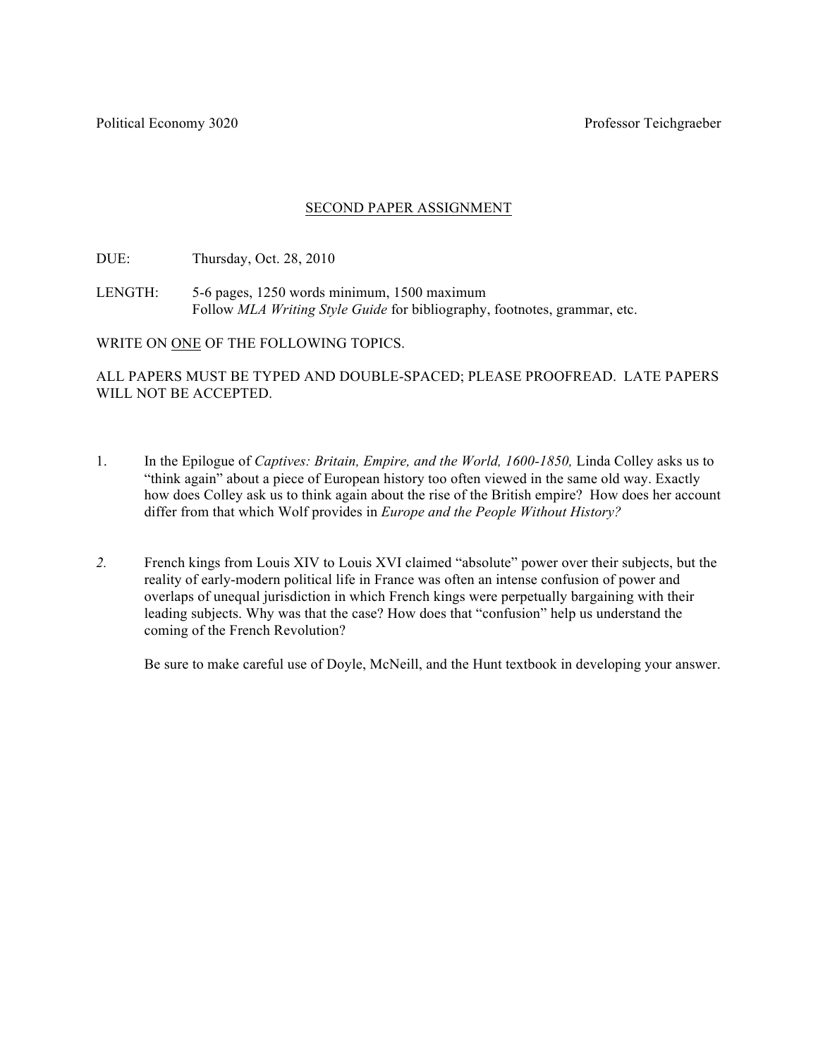Political Economy 3020 — Professor Teichgraeber

## SECOND PAPER ASSIGNMENT

DUE: Thursday, Oct. 28, 2010

LENGTH: 5-6 pages, 1250 words minimum, 1500 maximum
Follow *MLA Writing Style Guide* for bibliography, footnotes, grammar, etc.

WRITE ON ONE OF THE FOLLOWING TOPICS.

ALL PAPERS MUST BE TYPED AND DOUBLE-SPACED; PLEASE PROOFREAD. LATE PAPERS WILL NOT BE ACCEPTED.

1. In the Epilogue of *Captives: Britain, Empire, and the World, 1600-1850,* Linda Colley asks us to "think again" about a piece of European history too often viewed in the same old way. Exactly how does Colley ask us to think again about the rise of the British empire? How does her account differ from that which Wolf provides in *Europe and the People Without History?*

2. French kings from Louis XIV to Louis XVI claimed "absolute" power over their subjects, but the reality of early-modern political life in France was often an intense confusion of power and overlaps of unequal jurisdiction in which French kings were perpetually bargaining with their leading subjects. Why was that the case? How does that "confusion" help us understand the coming of the French Revolution?

   Be sure to make careful use of Doyle, McNeill, and the Hunt textbook in developing your answer.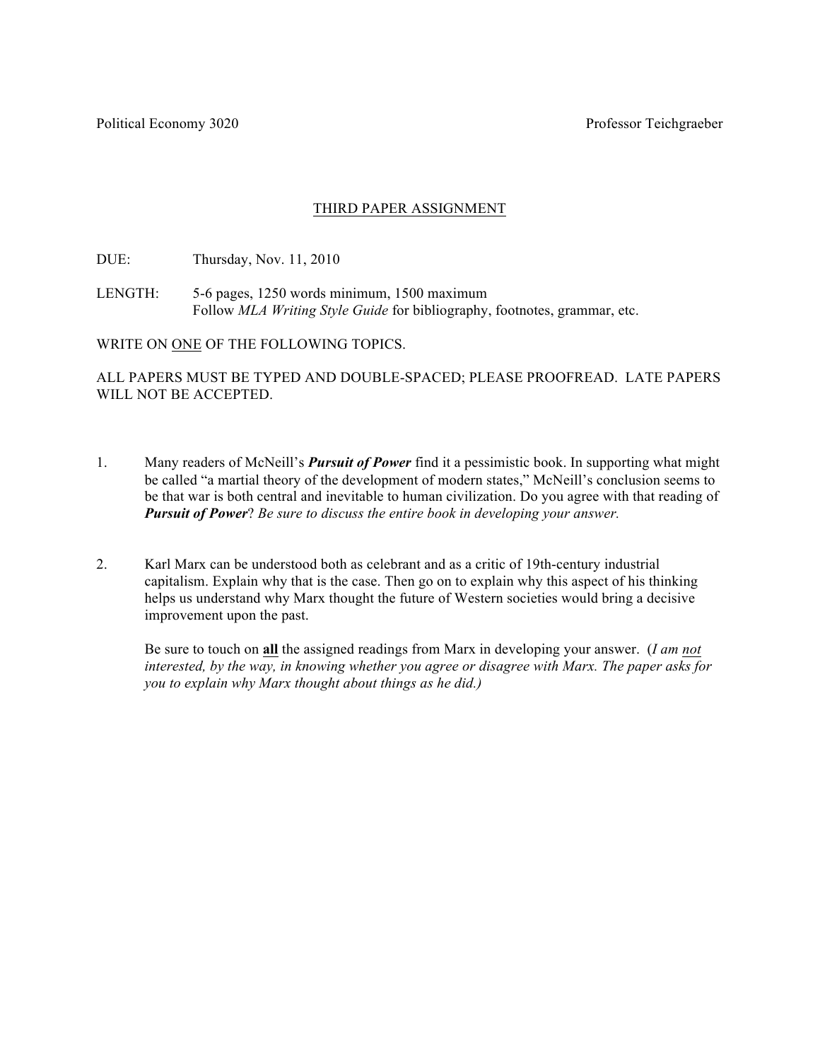Political Economy 3020 Professor Teichgraeber

## THIRD PAPER ASSIGNMENT

DUE: Thursday, Nov. 11, 2010

LENGTH: 5-6 pages, 1250 words minimum, 1500 maximum
Follow *MLA Writing Style Guide* for bibliography, footnotes, grammar, etc.

WRITE ON ONE OF THE FOLLOWING TOPICS.

ALL PAPERS MUST BE TYPED AND DOUBLE-SPACED; PLEASE PROOFREAD. LATE PAPERS WILL NOT BE ACCEPTED.

1. Many readers of McNeill's ***Pursuit of Power*** find it a pessimistic book. In supporting what might be called "a martial theory of the development of modern states," McNeill's conclusion seems to be that war is both central and inevitable to human civilization. Do you agree with that reading of ***Pursuit of Power***? *Be sure to discuss the entire book in developing your answer.*

2. Karl Marx can be understood both as celebrant and as a critic of 19th-century industrial capitalism. Explain why that is the case. Then go on to explain why this aspect of his thinking helps us understand why Marx thought the future of Western societies would bring a decisive improvement upon the past.

   Be sure to touch on **all** the assigned readings from Marx in developing your answer. (*I am not interested, by the way, in knowing whether you agree or disagree with Marx. The paper asks for you to explain why Marx thought about things as he did.)*